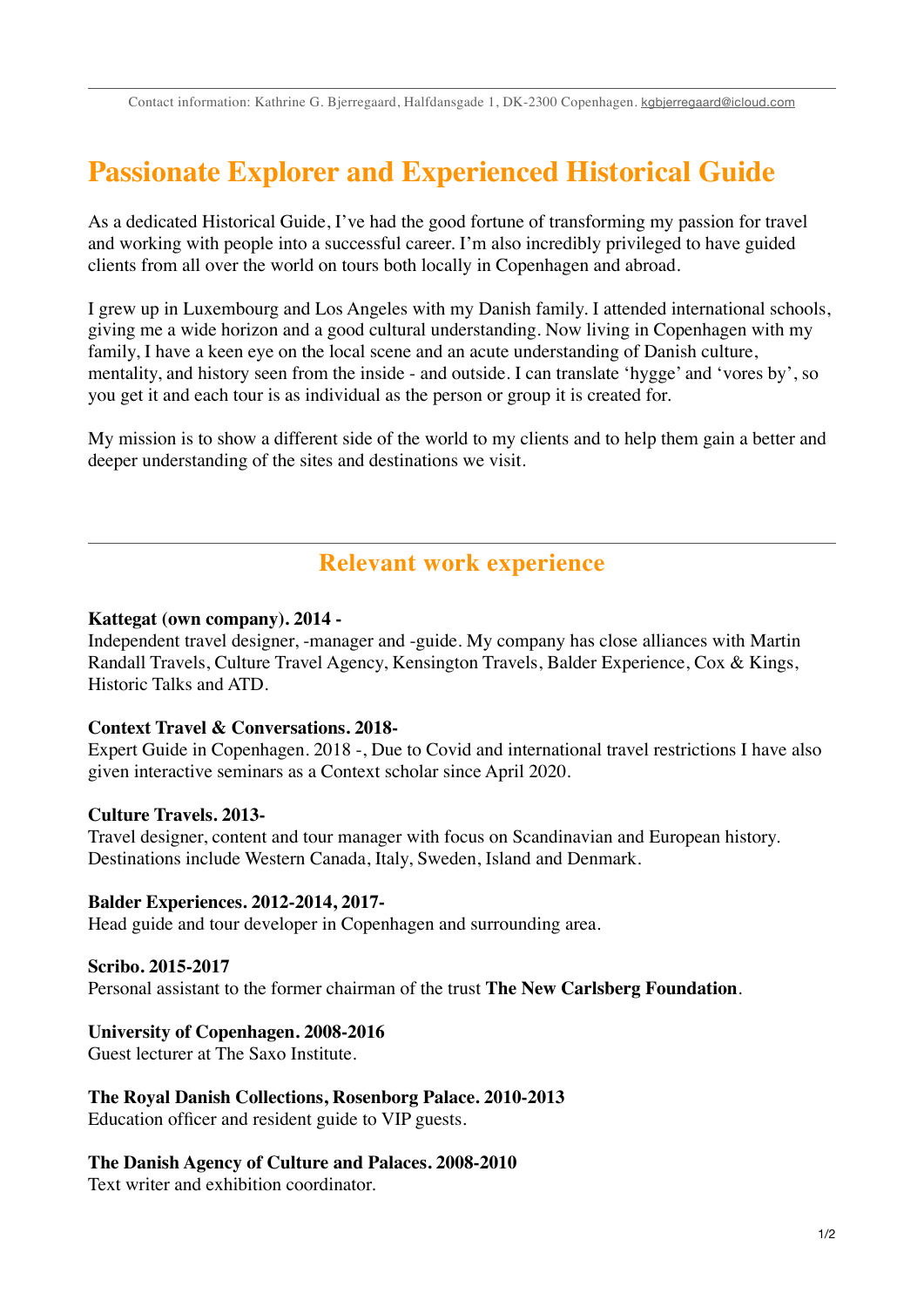Contact information: Kathrine G. Bjerregaard, Halfdansgade 1, DK-2300 Copenhagen. kgbjerregaard@icloud.com

# Passionate Explorer and Experienced Historical Guide

As a dedicated Historical Guide, I've had the good fortune of transforming my passion for travel and working with people into a successful career. I'm also incredibly privileged to have guided clients from all over the world on tours both locally in Copenhagen and abroad.

I grew up in Luxembourg and Los Angeles with my Danish family. I attended international schools, giving me a wide horizon and a good cultural understanding. Now living in Copenhagen with my family, I have a keen eye on the local scene and an acute understanding of Danish culture, mentality, and history seen from the inside - and outside. I can translate 'hygge' and 'vores by', so you get it and each tour is as individual as the person or group it is created for.

My mission is to show a different side of the world to my clients and to help them gain a better and deeper understanding of the sites and destinations we visit.

## Relevant work experience

**Kattegat (own company). 2014 -**
Independent travel designer, -manager and -guide. My company has close alliances with Martin Randall Travels, Culture Travel Agency, Kensington Travels, Balder Experience, Cox & Kings, Historic Talks and ATD.

**Context Travel & Conversations. 2018-**
Expert Guide in Copenhagen. 2018 -, Due to Covid and international travel restrictions I have also given interactive seminars as a Context scholar since April 2020.

**Culture Travels. 2013-**
Travel designer, content and tour manager with focus on Scandinavian and European history. Destinations include Western Canada, Italy, Sweden, Island and Denmark.

**Balder Experiences. 2012-2014, 2017-**
Head guide and tour developer in Copenhagen and surrounding area.

**Scribo. 2015-2017**
Personal assistant to the former chairman of the trust **The New Carlsberg Foundation**.

**University of Copenhagen. 2008-2016**
Guest lecturer at The Saxo Institute.

**The Royal Danish Collections, Rosenborg Palace. 2010-2013**
Education officer and resident guide to VIP guests.

**The Danish Agency of Culture and Palaces. 2008-2010**
Text writer and exhibition coordinator.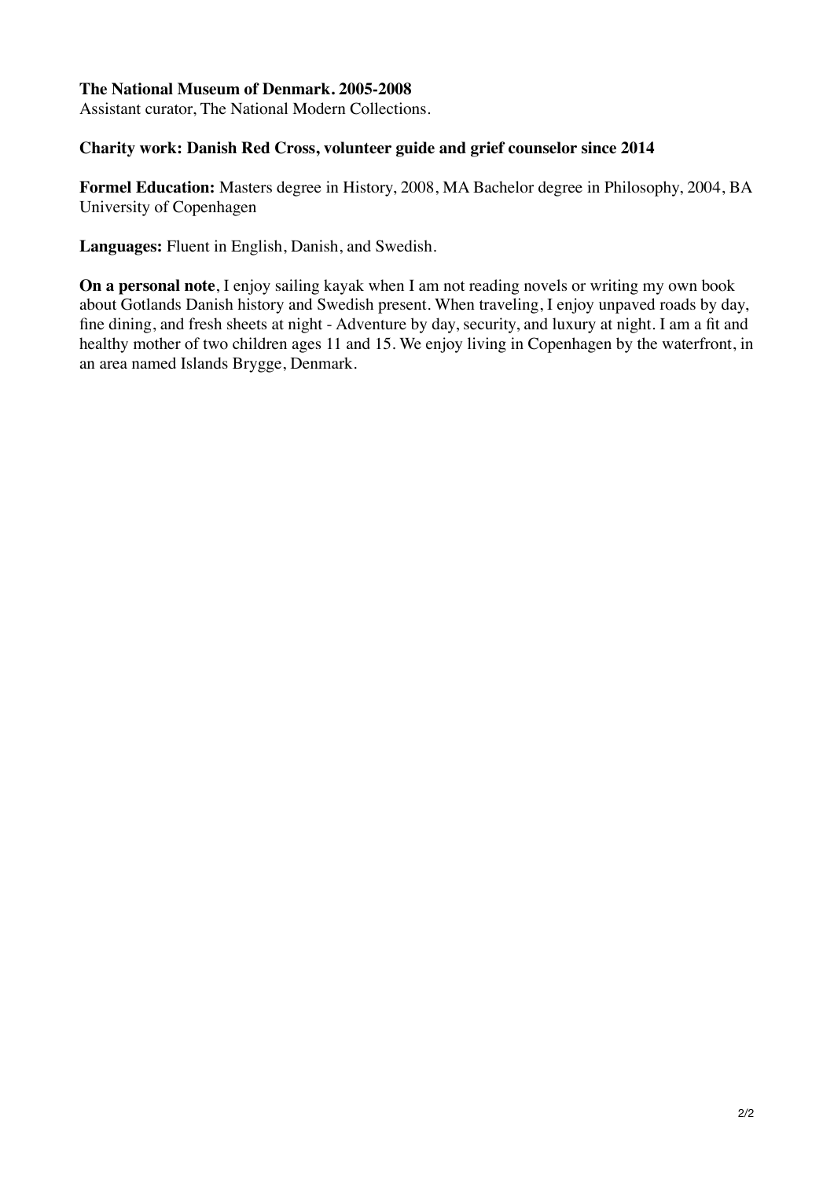**The National Museum of Denmark. 2005-2008**
Assistant curator, The National Modern Collections.

**Charity work: Danish Red Cross, volunteer guide and grief counselor since 2014**

**Formel Education:** Masters degree in History, 2008, MA Bachelor degree in Philosophy, 2004, BA University of Copenhagen

**Languages:** Fluent in English, Danish, and Swedish.

**On a personal note**, I enjoy sailing kayak when I am not reading novels or writing my own book about Gotlands Danish history and Swedish present. When traveling, I enjoy unpaved roads by day, fine dining, and fresh sheets at night - Adventure by day, security, and luxury at night. I am a fit and healthy mother of two children ages 11 and 15. We enjoy living in Copenhagen by the waterfront, in an area named Islands Brygge, Denmark.